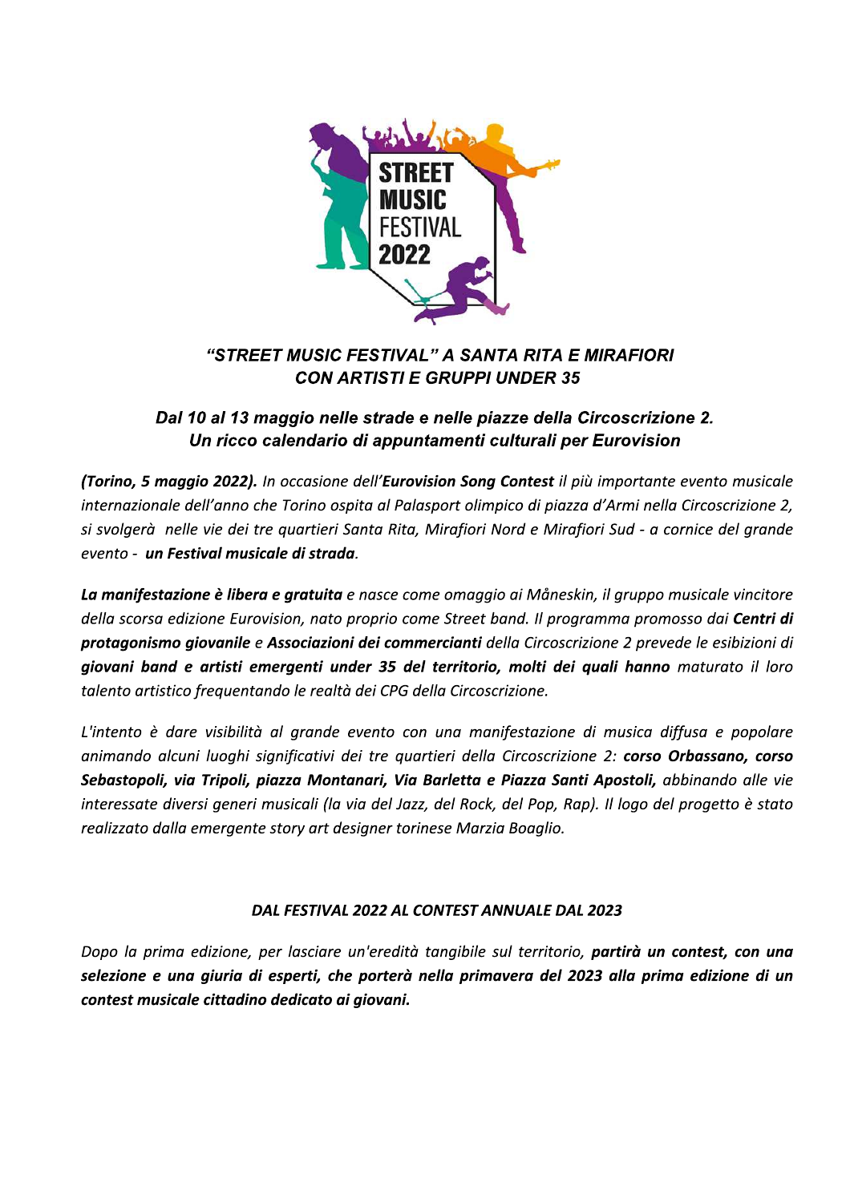## *"STREET MUSIC FESTIVAL" A SANTA RITA E MIRAFIORI CON ARTISTI E GRUPPI UNDER 35*

### *Dal 10 al 13 maggio nelle strade e nelle piazze della Circoscrizione 2. Un ricco calendario di appuntamenti culturali per Eurovision*

***(Torino, 5 maggio 2022).*** *In occasione dell'**Eurovision Song Contest** il più importante evento musicale internazionale dell'anno che Torino ospita al Palasport olimpico di piazza d'Armi nella Circoscrizione 2, si svolgerà nelle vie dei tre quartieri Santa Rita, Mirafiori Nord e Mirafiori Sud - a cornice del grande evento - **un Festival musicale di strada**.*

***La manifestazione è libera e gratuita** e nasce come omaggio ai Måneskin, il gruppo musicale vincitore della scorsa edizione Eurovision, nato proprio come Street band. Il programma promosso dai **Centri di protagonismo giovanile** e **Associazioni dei commercianti** della Circoscrizione 2 prevede le esibizioni di **giovani band e artisti emergenti under 35 del territorio, molti dei quali hanno** maturato il loro talento artistico frequentando le realtà dei CPG della Circoscrizione.*

*L'intento è dare visibilità al grande evento con una manifestazione di musica diffusa e popolare animando alcuni luoghi significativi dei tre quartieri della Circoscrizione 2: **corso Orbassano, corso Sebastopoli, via Tripoli, piazza Montanari, Via Barletta e Piazza Santi Apostoli,** abbinando alle vie interessate diversi generi musicali (la via del Jazz, del Rock, del Pop, Rap). Il logo del progetto è stato realizzato dalla emergente story art designer torinese Marzia Boaglio.*

#### *DAL FESTIVAL 2022 AL CONTEST ANNUALE DAL 2023*

*Dopo la prima edizione, per lasciare un'eredità tangibile sul territorio, **partirà un contest, con una selezione e una giuria di esperti, che porterà nella primavera del 2023 alla prima edizione di un contest musicale cittadino dedicato ai giovani.***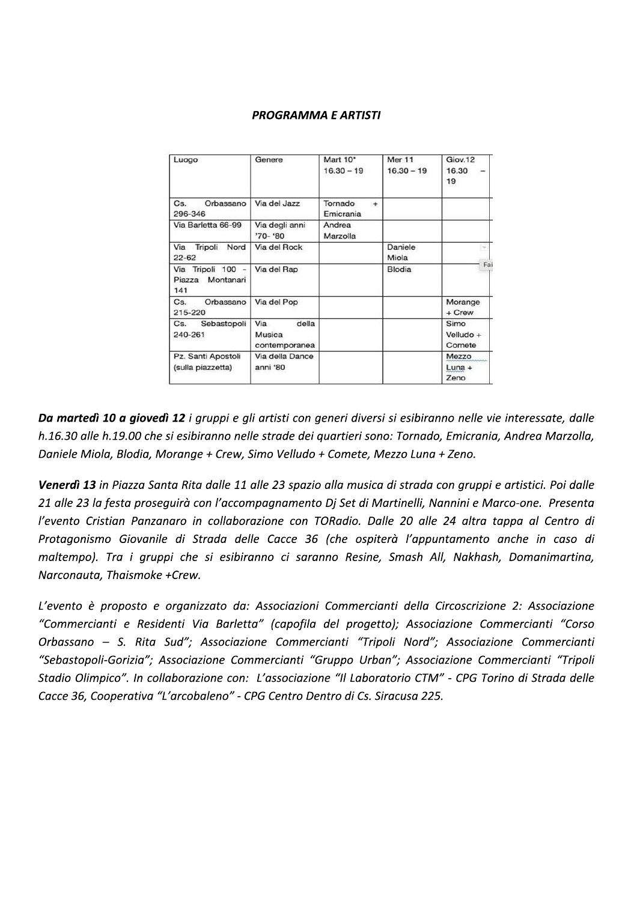**_PROGRAMMA E ARTISTI_**

| Luogo | Genere | Mart 10* 16.30 – 19 | Mer 11 16.30 – 19 | Giov.12 16.30 – 19 |
|---|---|---|---|---|
| Cs. Orbassano 296-346 | Via del Jazz | Tornado + Emicrania | | |
| Via Barletta 66-99 | Via degli anni '70- '80 | Andrea Marzolla | | |
| Via Tripoli Nord 22-62 | Via del Rock | | Daniele Miola | |
| Via Tripoli 100 - Piazza Montanari 141 | Via del Rap | | Blodia | |
| Cs. Orbassano 215-220 | Via del Pop | | | Morange + Crew |
| Cs. Sebastopoli 240-261 | Via della Musica contemporanea | | | Simo Velludo + Comete |
| Pz. Santi Apostoli (sulla piazzetta) | Via della Dance anni '80 | | | Mezzo Luna + Zeno |

***Da martedì 10 a giovedì 12*** *i gruppi e gli artisti con generi diversi si esibiranno nelle vie interessate, dalle h.16.30 alle h.19.00 che si esibiranno nelle strade dei quartieri sono: Tornado, Emicrania, Andrea Marzolla, Daniele Miola, Blodia, Morange + Crew, Simo Velludo + Comete, Mezzo Luna + Zeno.*

***Venerdì 13*** *in Piazza Santa Rita dalle 11 alle 23 spazio alla musica di strada con gruppi e artistici. Poi dalle 21 alle 23 la festa proseguirà con l'accompagnamento Dj Set di Martinelli, Nannini e Marco-one. Presenta l'evento Cristian Panzanaro in collaborazione con TORadio. Dalle 20 alle 24 altra tappa al Centro di Protagonismo Giovanile di Strada delle Cacce 36 (che ospiterà l'appuntamento anche in caso di maltempo). Tra i gruppi che si esibiranno ci saranno Resine, Smash All, Nakhash, Domanimartina, Narconauta, Thaismoke +Crew.*

*L'evento è proposto e organizzato da: Associazioni Commercianti della Circoscrizione 2: Associazione "Commercianti e Residenti Via Barletta" (capofila del progetto); Associazione Commercianti "Corso Orbassano – S. Rita Sud"; Associazione Commercianti "Tripoli Nord"; Associazione Commercianti "Sebastopoli-Gorizia"; Associazione Commercianti "Gruppo Urban"; Associazione Commercianti "Tripoli Stadio Olimpico". In collaborazione con: L'associazione "Il Laboratorio CTM" - CPG Torino di Strada delle Cacce 36, Cooperativa "L'arcobaleno" - CPG Centro Dentro di Cs. Siracusa 225.*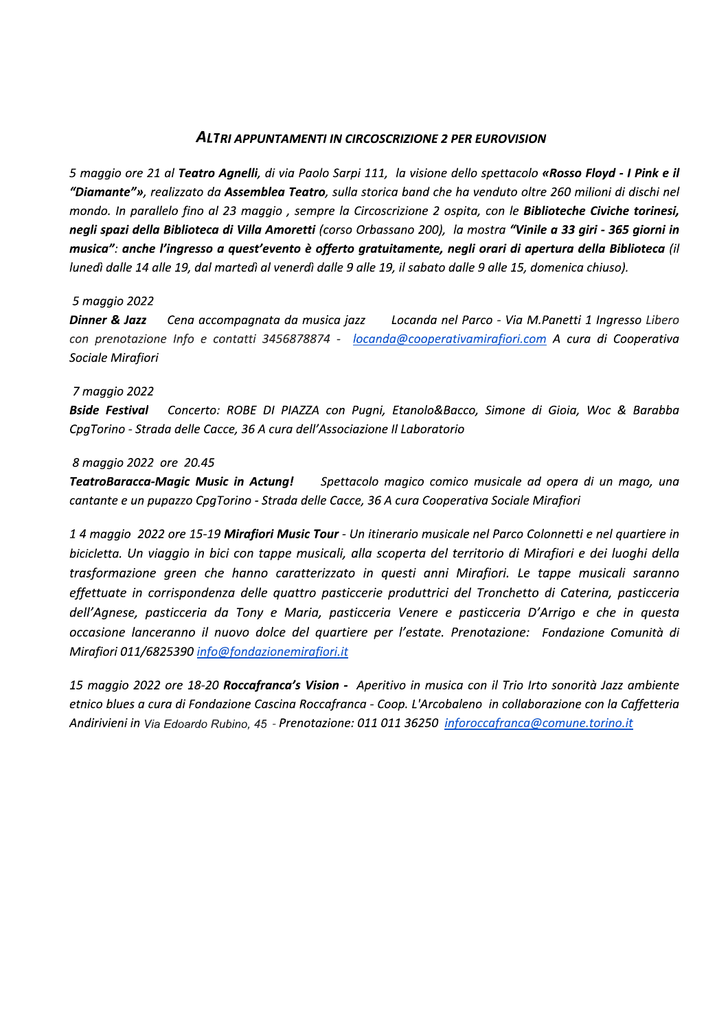### *ALTRI APPUNTAMENTI IN CIRCOSCRIZIONE 2 PER EUROVISION*

*5 maggio ore 21 al **Teatro Agnelli**, di via Paolo Sarpi 111, la visione dello spettacolo **«Rosso Floyd - I Pink e il "Diamante"»**, realizzato da **Assemblea Teatro**, sulla storica band che ha venduto oltre 260 milioni di dischi nel mondo. In parallelo fino al 23 maggio , sempre la Circoscrizione 2 ospita, con le **Biblioteche Civiche torinesi, negli spazi della Biblioteca di Villa Amoretti** (corso Orbassano 200), la mostra **"Vinile a 33 giri - 365 giorni in musica": anche l'ingresso a quest'evento è offerto gratuitamente, negli orari di apertura della Biblioteca** (il lunedì dalle 14 alle 19, dal martedì al venerdì dalle 9 alle 19, il sabato dalle 9 alle 15, domenica chiuso).*

*5 maggio 2022*
***Dinner & Jazz*** *Cena accompagnata da musica jazz Locanda nel Parco - Via M.Panetti 1 Ingresso Libero con prenotazione Info e contatti 3456878874 - locanda@cooperativamirafiori.com A cura di Cooperativa Sociale Mirafiori*

*7 maggio 2022*
***Bside Festival*** *Concerto: ROBE DI PIAZZA con Pugni, Etanolo&Bacco, Simone di Gioia, Woc & Barabba CpgTorino - Strada delle Cacce, 36 A cura dell'Associazione Il Laboratorio*

*8 maggio 2022 ore 20.45*
***TeatroBaracca-Magic Music in Actung!*** *Spettacolo magico comico musicale ad opera di un mago, una cantante e un pupazzo CpgTorino - Strada delle Cacce, 36 A cura Cooperativa Sociale Mirafiori*

*1 4 maggio 2022 ore 15-19 **Mirafiori Music Tour** - Un itinerario musicale nel Parco Colonnetti e nel quartiere in bicicletta. Un viaggio in bici con tappe musicali, alla scoperta del territorio di Mirafiori e dei luoghi della trasformazione green che hanno caratterizzato in questi anni Mirafiori. Le tappe musicali saranno effettuate in corrispondenza delle quattro pasticcerie produttrici del Tronchetto di Caterina, pasticceria dell'Agnese, pasticceria da Tony e Maria, pasticceria Venere e pasticceria D'Arrigo e che in questa occasione lanceranno il nuovo dolce del quartiere per l'estate. Prenotazione: Fondazione Comunità di Mirafiori 011/6825390 info@fondazionemirafiori.it*

*15 maggio 2022 ore 18-20 **Roccafranca's Vision -** Aperitivo in musica con il Trio Irto sonorità Jazz ambiente etnico blues a cura di Fondazione Cascina Roccafranca - Coop. L'Arcobaleno in collaborazione con la Caffetteria Andirivieni in* Via Edoardo Rubino, 45 *- Prenotazione: 011 011 36250 inforoccafranca@comune.torino.it*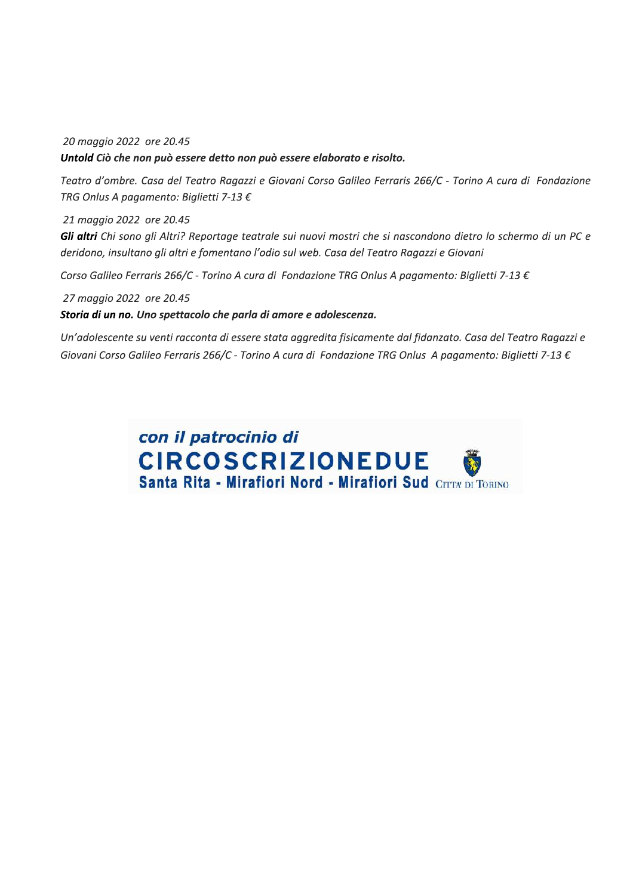*20 maggio 2022 ore 20.45*

***Untold Ciò che non può essere detto non può essere elaborato e risolto.***

*Teatro d'ombre. Casa del Teatro Ragazzi e Giovani Corso Galileo Ferraris 266/C - Torino A cura di Fondazione TRG Onlus A pagamento: Biglietti 7-13 €*

*21 maggio 2022 ore 20.45*

***Gli altri*** *Chi sono gli Altri? Reportage teatrale sui nuovi mostri che si nascondono dietro lo schermo di un PC e deridono, insultano gli altri e fomentano l'odio sul web. Casa del Teatro Ragazzi e Giovani*

*Corso Galileo Ferraris 266/C - Torino A cura di Fondazione TRG Onlus A pagamento: Biglietti 7-13 €*

*27 maggio 2022 ore 20.45*

***Storia di un no. Uno spettacolo che parla di amore e adolescenza.***

*Un'adolescente su venti racconta di essere stata aggredita fisicamente dal fidanzato. Casa del Teatro Ragazzi e Giovani Corso Galileo Ferraris 266/C - Torino A cura di Fondazione TRG Onlus A pagamento: Biglietti 7-13 €*

con il patrocinio di

CIRCOSCRIZIONEDUE

Santa Rita - Mirafiori Nord - Mirafiori Sud

Città di Torino